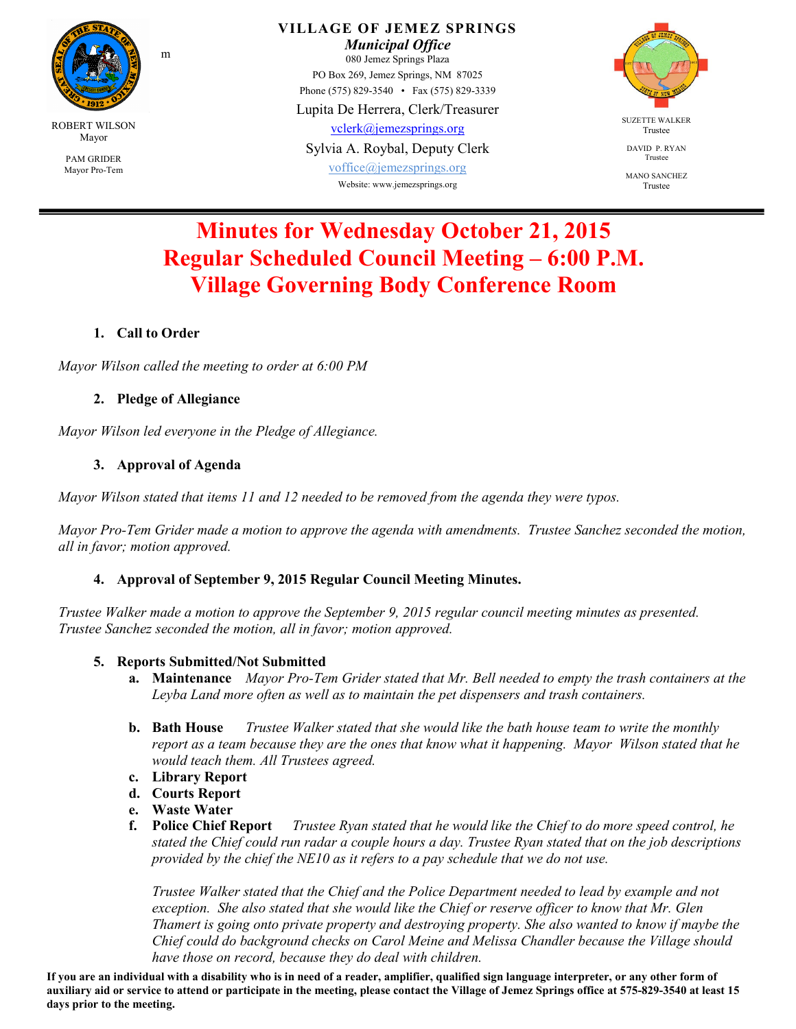**VILLAGE OF JEMEZ SPRINGS**
***Municipal Office***
080 Jemez Springs Plaza
PO Box 269, Jemez Springs, NM 87025
Phone (575) 829-3540 • Fax (575) 829-3339

Lupita De Herrera, Clerk/Treasurer
vclerk@jemezsprings.org
Sylvia A. Roybal, Deputy Clerk
voffice@jemezsprings.org
Website: www.jemezsprings.org

ROBERT WILSON
Mayor

PAM GRIDER
Mayor Pro-Tem

SUZETTE WALKER
Trustee

DAVID P. RYAN
Trustee

MANO SANCHEZ
Trustee

# Minutes for Wednesday October 21, 2015
# Regular Scheduled Council Meeting – 6:00 P.M.
# Village Governing Body Conference Room

1. **Call to Order**

*Mayor Wilson called the meeting to order at 6:00 PM*

2. **Pledge of Allegiance**

*Mayor Wilson led everyone in the Pledge of Allegiance.*

3. **Approval of Agenda**

*Mayor Wilson stated that items 11 and 12 needed to be removed from the agenda they were typos.*

*Mayor Pro-Tem Grider made a motion to approve the agenda with amendments. Trustee Sanchez seconded the motion, all in favor; motion approved.*

4. **Approval of September 9, 2015 Regular Council Meeting Minutes.**

*Trustee Walker made a motion to approve the September 9, 2015 regular council meeting minutes as presented. Trustee Sanchez seconded the motion, all in favor; motion approved.*

5. **Reports Submitted/Not Submitted**
   a. **Maintenance** *Mayor Pro-Tem Grider stated that Mr. Bell needed to empty the trash containers at the Leyba Land more often as well as to maintain the pet dispensers and trash containers.*

   b. **Bath House** *Trustee Walker stated that she would like the bath house team to write the monthly report as a team because they are the ones that know what it happening. Mayor Wilson stated that he would teach them. All Trustees agreed.*
   c. **Library Report**
   d. **Courts Report**
   e. **Waste Water**
   f. **Police Chief Report** *Trustee Ryan stated that he would like the Chief to do more speed control, he stated the Chief could run radar a couple hours a day. Trustee Ryan stated that on the job descriptions provided by the chief the NE10 as it refers to a pay schedule that we do not use.*

   *Trustee Walker stated that the Chief and the Police Department needed to lead by example and not exception. She also stated that she would like the Chief or reserve officer to know that Mr. Glen Thamert is going onto private property and destroying property. She also wanted to know if maybe the Chief could do background checks on Carol Meine and Melissa Chandler because the Village should have those on record, because they do deal with children.*

**If you are an individual with a disability who is in need of a reader, amplifier, qualified sign language interpreter, or any other form of auxiliary aid or service to attend or participate in the meeting, please contact the Village of Jemez Springs office at 575-829-3540 at least 15 days prior to the meeting.**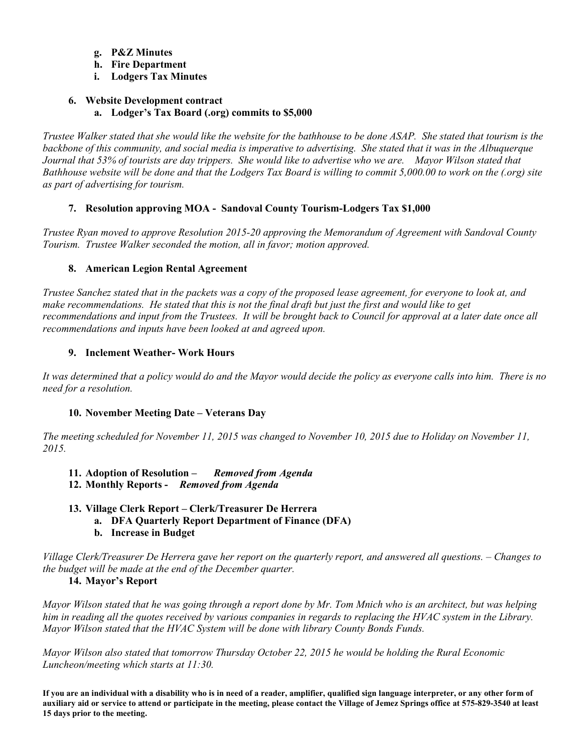g. **P&Z Minutes**
h. **Fire Department**
i. **Lodgers Tax Minutes**

6. **Website Development contract**
   a. **Lodger's Tax Board (.org) commits to $5,000**

*Trustee Walker stated that she would like the website for the bathhouse to be done ASAP. She stated that tourism is the backbone of this community, and social media is imperative to advertising. She stated that it was in the Albuquerque Journal that 53% of tourists are day trippers. She would like to advertise who we are. Mayor Wilson stated that Bathhouse website will be done and that the Lodgers Tax Board is willing to commit 5,000.00 to work on the (.org) site as part of advertising for tourism.*

7. **Resolution approving MOA - Sandoval County Tourism-Lodgers Tax $1,000**

*Trustee Ryan moved to approve Resolution 2015-20 approving the Memorandum of Agreement with Sandoval County Tourism. Trustee Walker seconded the motion, all in favor; motion approved.*

8. **American Legion Rental Agreement**

*Trustee Sanchez stated that in the packets was a copy of the proposed lease agreement, for everyone to look at, and make recommendations. He stated that this is not the final draft but just the first and would like to get recommendations and input from the Trustees. It will be brought back to Council for approval at a later date once all recommendations and inputs have been looked at and agreed upon.*

9. **Inclement Weather- Work Hours**

*It was determined that a policy would do and the Mayor would decide the policy as everyone calls into him. There is no need for a resolution.*

10. **November Meeting Date – Veterans Day**

*The meeting scheduled for November 11, 2015 was changed to November 10, 2015 due to Holiday on November 11, 2015.*

11. **Adoption of Resolution –** ***Removed from Agenda***
12. **Monthly Reports -** ***Removed from Agenda***

13. **Village Clerk Report – Clerk/Treasurer De Herrera**
    a. **DFA Quarterly Report Department of Finance (DFA)**
    b. **Increase in Budget**

*Village Clerk/Treasurer De Herrera gave her report on the quarterly report, and answered all questions. – Changes to the budget will be made at the end of the December quarter.*

14. **Mayor's Report**

*Mayor Wilson stated that he was going through a report done by Mr. Tom Mnich who is an architect, but was helping him in reading all the quotes received by various companies in regards to replacing the HVAC system in the Library. Mayor Wilson stated that the HVAC System will be done with library County Bonds Funds.*

*Mayor Wilson also stated that tomorrow Thursday October 22, 2015 he would be holding the Rural Economic Luncheon/meeting which starts at 11:30.*

**If you are an individual with a disability who is in need of a reader, amplifier, qualified sign language interpreter, or any other form of auxiliary aid or service to attend or participate in the meeting, please contact the Village of Jemez Springs office at 575-829-3540 at least 15 days prior to the meeting.**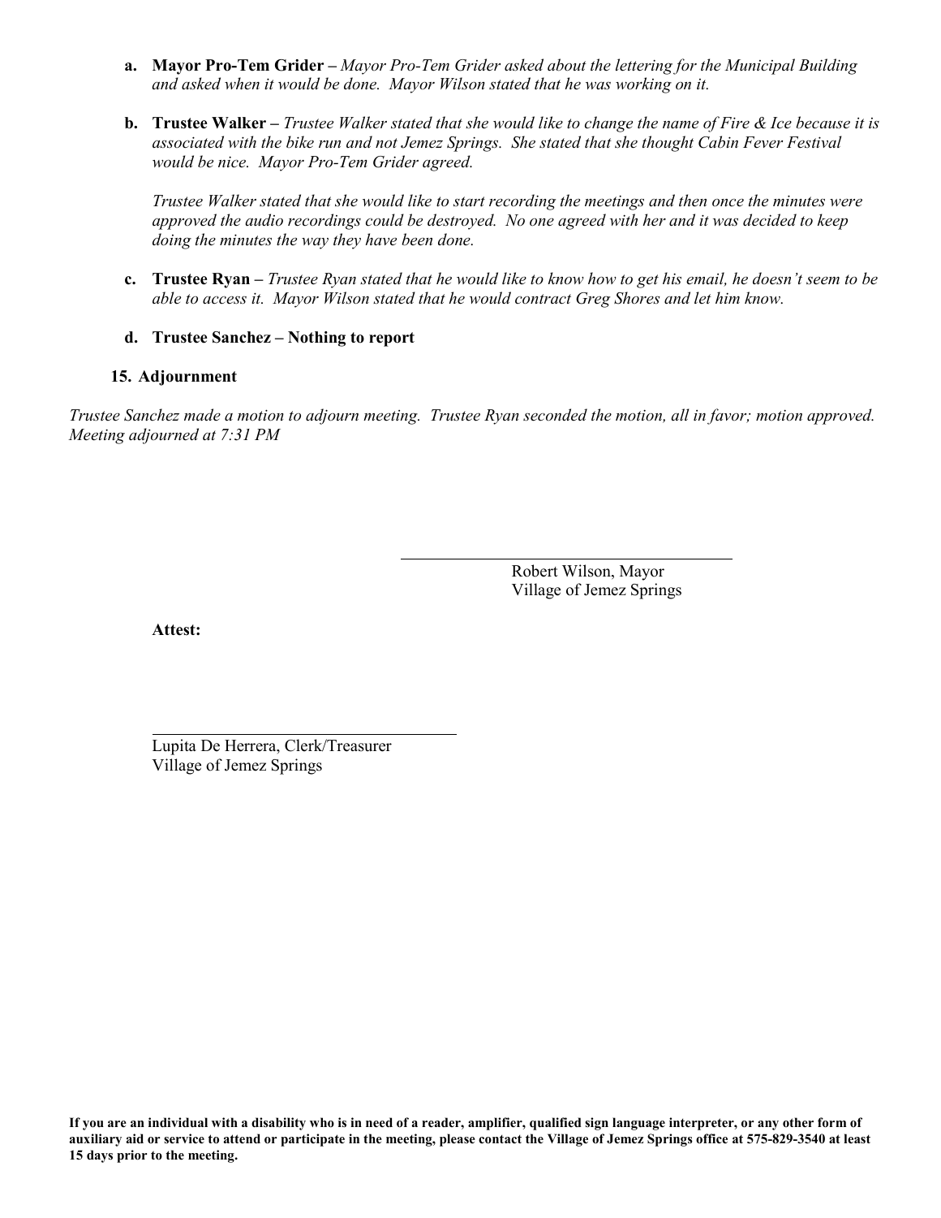a. **Mayor Pro-Tem Grider –** *Mayor Pro-Tem Grider asked about the lettering for the Municipal Building and asked when it would be done. Mayor Wilson stated that he was working on it.*

b. **Trustee Walker –** *Trustee Walker stated that she would like to change the name of Fire & Ice because it is associated with the bike run and not Jemez Springs. She stated that she thought Cabin Fever Festival would be nice. Mayor Pro-Tem Grider agreed.*

   *Trustee Walker stated that she would like to start recording the meetings and then once the minutes were approved the audio recordings could be destroyed. No one agreed with her and it was decided to keep doing the minutes the way they have been done.*

c. **Trustee Ryan –** *Trustee Ryan stated that he would like to know how to get his email, he doesn't seem to be able to access it. Mayor Wilson stated that he would contract Greg Shores and let him know.*

d. **Trustee Sanchez – Nothing to report**

**15. Adjournment**

*Trustee Sanchez made a motion to adjourn meeting. Trustee Ryan seconded the motion, all in favor; motion approved. Meeting adjourned at 7:31 PM*

\_\_\_\_\_\_\_\_\_\_\_\_\_\_\_\_\_\_\_\_\_\_\_\_\_\_\_\_\_\_\_\_\_\_\_\_\_\_

Robert Wilson, Mayor
Village of Jemez Springs

**Attest:**

\_\_\_\_\_\_\_\_\_\_\_\_\_\_\_\_\_\_\_\_\_\_\_\_\_\_\_\_\_\_\_\_\_\_\_\_\_\_

Lupita De Herrera, Clerk/Treasurer
Village of Jemez Springs

**If you are an individual with a disability who is in need of a reader, amplifier, qualified sign language interpreter, or any other form of auxiliary aid or service to attend or participate in the meeting, please contact the Village of Jemez Springs office at 575-829-3540 at least 15 days prior to the meeting.**